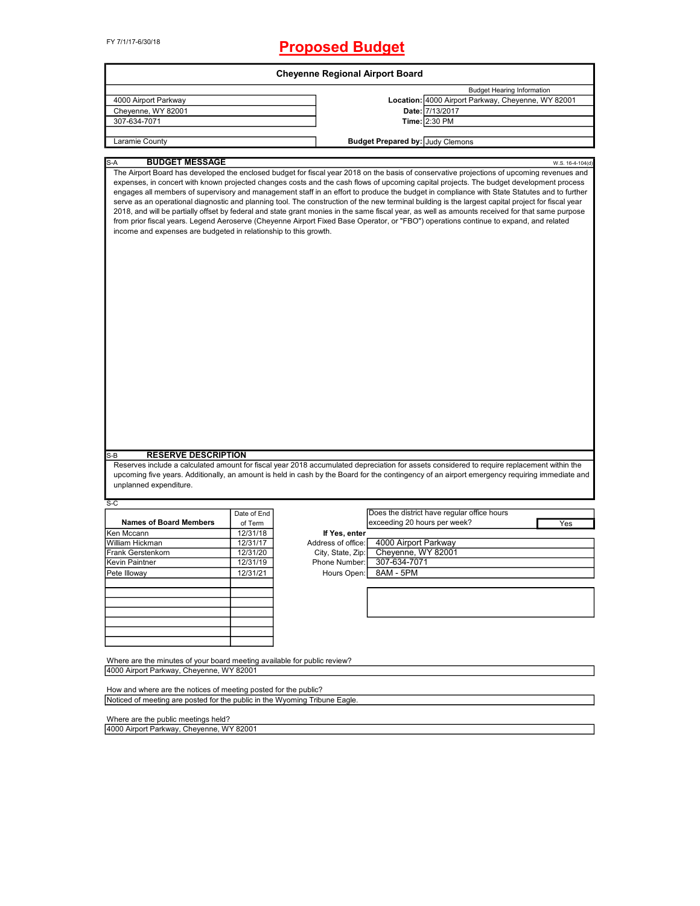FY 7/1/17-6/30/18

# Proposed Budget

## Cheyenne Regional Airport Board

| | | |
|---|---|---|
| 4000 Airport Parkway | | Budget Hearing Information |
| Cheyenne, WY 82001 | **Location:** | 4000 Airport Parkway, Cheyenne, WY 82001 |
| 307-634-7071 | **Date:** | 7/13/2017 |
| | **Time:** | 2:30 PM |
| Laramie County | **Budget Prepared by:** | Judy Clemons |

S-A **BUDGET MESSAGE** W.S. 16-4-104(d)

The Airport Board has developed the enclosed budget for fiscal year 2018 on the basis of conservative projections of upcoming revenues and expenses, in concert with known projected changes costs and the cash flows of upcoming capital projects. The budget development process engages all members of supervisory and management staff in an effort to produce the budget in compliance with State Statutes and to further serve as an operational diagnostic and planning tool. The construction of the new terminal building is the largest capital project for fiscal year 2018, and will be partially offset by federal and state grant monies in the same fiscal year, as well as amounts received for that same purpose from prior fiscal years. Legend Aeroserve (Cheyenne Airport Fixed Base Operator, or "FBO") operations continue to expand, and related income and expenses are budgeted in relationship to this growth.

S-B **RESERVE DESCRIPTION**

Reserves include a calculated amount for fiscal year 2018 accumulated depreciation for assets considered to require replacement within the upcoming five years. Additionally, an amount is held in cash by the Board for the contingency of an airport emergency requiring immediate and unplanned expenditure.

S-C

| Names of Board Members | Date of End of Term |
|---|---|
| Ken Mccann | 12/31/18 |
| William Hickman | 12/31/17 |
| Frank Gerstenkorn | 12/31/20 |
| Kevin Paintner | 12/31/19 |
| Pete Illoway | 12/31/21 |

Does the district have regular office hours exceeding 20 hours per week? Yes

**If Yes, enter**

| | |
|---|---|
| Address of office: | 4000 Airport Parkway |
| City, State, Zip: | Cheyenne, WY 82001 |
| Phone Number: | 307-634-7071 |
| Hours Open: | 8AM - 5PM |

Where are the minutes of your board meeting available for public review?

4000 Airport Parkway, Cheyenne, WY 82001

How and where are the notices of meeting posted for the public?

Noticed of meeting are posted for the public in the Wyoming Tribune Eagle.

Where are the public meetings held?

4000 Airport Parkway, Cheyenne, WY 82001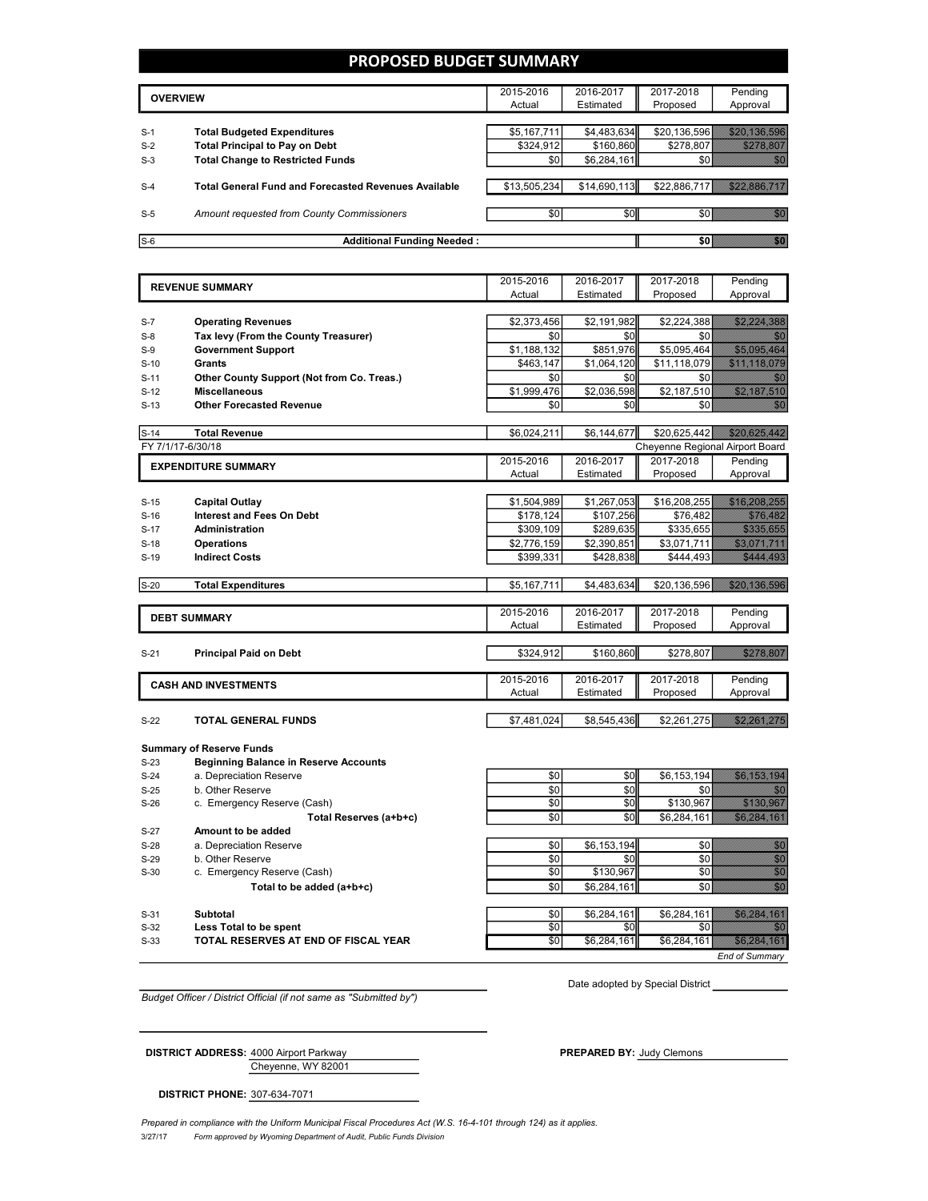# PROPOSED BUDGET SUMMARY

| | OVERVIEW | 2015-2016 Actual | 2016-2017 Estimated | 2017-2018 Proposed | Pending Approval |
|---|---|---|---|---|---|
| S-1 | **Total Budgeted Expenditures** | $5,167,711 | $4,483,634 | $20,136,596 | $20,136,596 |
| S-2 | **Total Principal to Pay on Debt** | $324,912 | $160,860 | $278,807 | $278,807 |
| S-3 | **Total Change to Restricted Funds** | $0 | $6,284,161 | $0 | $0 |
| S-4 | **Total General Fund and Forecasted Revenues Available** | $13,505,234 | $14,690,113 | $22,886,717 | $22,886,717 |
| S-5 | *Amount requested from County Commissioners* | $0 | $0 | $0 | $0 |
| S-6 | **Additional Funding Needed :** | | | $0 | $0 |

| | REVENUE SUMMARY | 2015-2016 Actual | 2016-2017 Estimated | 2017-2018 Proposed | Pending Approval |
|---|---|---|---|---|---|
| S-7 | **Operating Revenues** | $2,373,456 | $2,191,982 | $2,224,388 | $2,224,388 |
| S-8 | **Tax levy (From the County Treasurer)** | $0 | $0 | $0 | $0 |
| S-9 | **Government Support** | $1,188,132 | $851,976 | $5,095,464 | $5,095,464 |
| S-10 | **Grants** | $463,147 | $1,064,120 | $11,118,079 | $11,118,079 |
| S-11 | **Other County Support (Not from Co. Treas.)** | $0 | $0 | $0 | $0 |
| S-12 | **Miscellaneous** | $1,999,476 | $2,036,598 | $2,187,510 | $2,187,510 |
| S-13 | **Other Forecasted Revenue** | $0 | $0 | $0 | $0 |
| S-14 | **Total Revenue** | $6,024,211 | $6,144,677 | $20,625,442 | $20,625,442 |

FY 7/1/17-6/30/18 — Cheyenne Regional Airport Board

| | EXPENDITURE SUMMARY | 2015-2016 Actual | 2016-2017 Estimated | 2017-2018 Proposed | Pending Approval |
|---|---|---|---|---|---|
| S-15 | **Capital Outlay** | $1,504,989 | $1,267,053 | $16,208,255 | $16,208,255 |
| S-16 | **Interest and Fees On Debt** | $178,124 | $107,256 | $76,482 | $76,482 |
| S-17 | **Administration** | $309,109 | $289,635 | $335,655 | $335,655 |
| S-18 | **Operations** | $2,776,159 | $2,390,851 | $3,071,711 | $3,071,711 |
| S-19 | **Indirect Costs** | $399,331 | $428,838 | $444,493 | $444,493 |
| S-20 | **Total Expenditures** | $5,167,711 | $4,483,634 | $20,136,596 | $20,136,596 |

| | DEBT SUMMARY | 2015-2016 Actual | 2016-2017 Estimated | 2017-2018 Proposed | Pending Approval |
|---|---|---|---|---|---|
| S-21 | **Principal Paid on Debt** | $324,912 | $160,860 | $278,807 | $278,807 |

| | CASH AND INVESTMENTS | 2015-2016 Actual | 2016-2017 Estimated | 2017-2018 Proposed | Pending Approval |
|---|---|---|---|---|---|
| S-22 | **TOTAL GENERAL FUNDS** | $7,481,024 | $8,545,436 | $2,261,275 | $2,261,275 |
| | **Summary of Reserve Funds** | | | | |
| S-23 | **Beginning Balance in Reserve Accounts** | | | | |
| S-24 | a. Depreciation Reserve | $0 | $0 | $6,153,194 | $6,153,194 |
| S-25 | b. Other Reserve | $0 | $0 | $0 | $0 |
| S-26 | c. Emergency Reserve (Cash) | $0 | $0 | $130,967 | $130,967 |
| | **Total Reserves (a+b+c)** | $0 | $0 | $6,284,161 | $6,284,161 |
| S-27 | **Amount to be added** | | | | |
| S-28 | a. Depreciation Reserve | $0 | $6,153,194 | $0 | $0 |
| S-29 | b. Other Reserve | $0 | $0 | $0 | $0 |
| S-30 | c. Emergency Reserve (Cash) | $0 | $130,967 | $0 | $0 |
| | **Total to be added (a+b+c)** | $0 | $6,284,161 | $0 | $0 |
| S-31 | **Subtotal** | $0 | $6,284,161 | $6,284,161 | $6,284,161 |
| S-32 | **Less Total to be spent** | $0 | $0 | $0 | $0 |
| S-33 | **TOTAL RESERVES AT END OF FISCAL YEAR** | $0 | $6,284,161 | $6,284,161 | $6,284,161 |

*End of Summary*

Date adopted by Special District ____________

*Budget Officer / District Official (if not same as "Submitted by")*

**DISTRICT ADDRESS:** 4000 Airport Parkway
Cheyenne, WY 82001

**PREPARED BY:** Judy Clemons

**DISTRICT PHONE:** 307-634-7071

*Prepared in compliance with the Uniform Municipal Fiscal Procedures Act (W.S. 16-4-101 through 124) as it applies.*

3/27/17 *Form approved by Wyoming Department of Audit, Public Funds Division*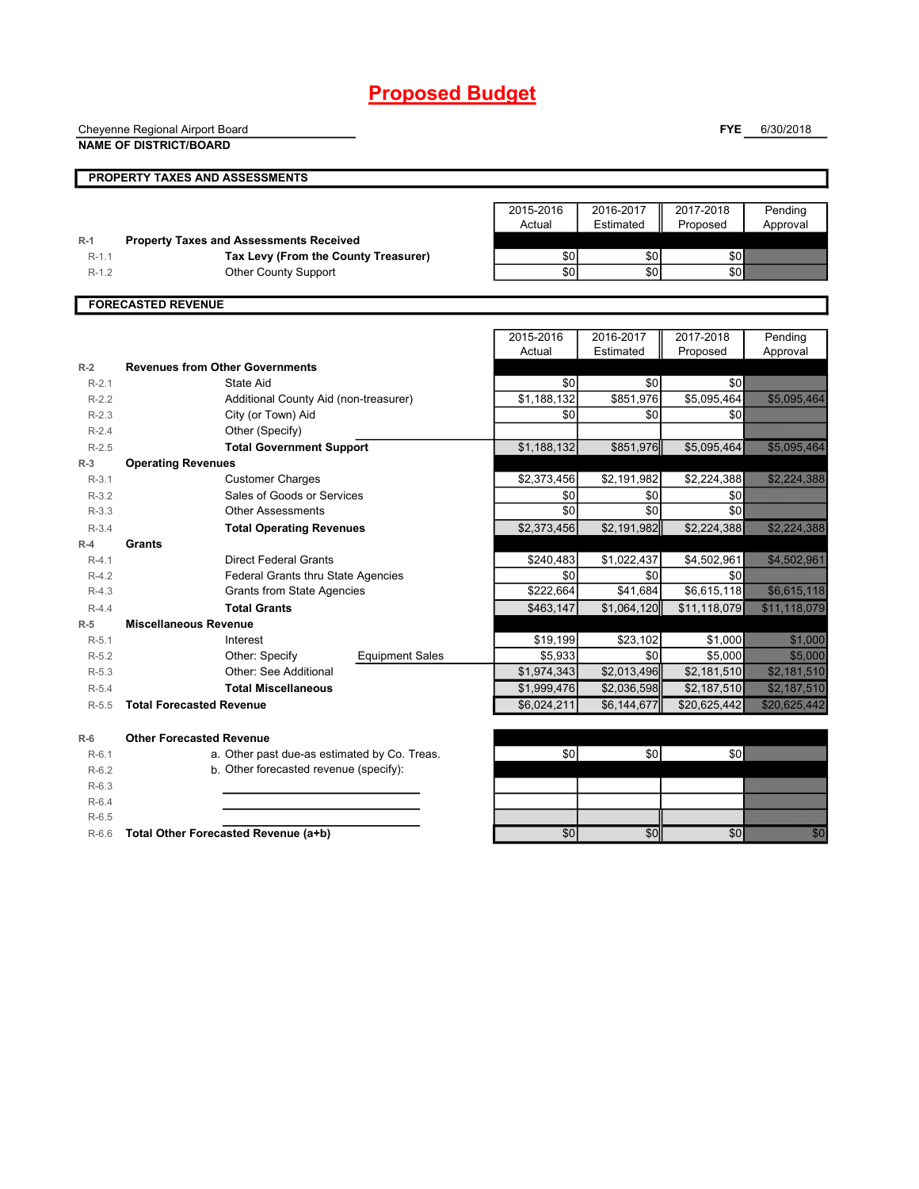# Proposed Budget

Cheyenne Regional Airport Board
**NAME OF DISTRICT/BOARD**

**FYE** 6/30/2018

## PROPERTY TAXES AND ASSESSMENTS

| | | 2015-2016 Actual | 2016-2017 Estimated | 2017-2018 Proposed | Pending Approval |
|---|---|---|---|---|---|
| R-1 | **Property Taxes and Assessments Received** | | | | |
| R-1.1 | **Tax Levy (From the County Treasurer)** | $0 | $0 | $0 | |
| R-1.2 | Other County Support | $0 | $0 | $0 | |

## FORECASTED REVENUE

| | | 2015-2016 Actual | 2016-2017 Estimated | 2017-2018 Proposed | Pending Approval |
|---|---|---|---|---|---|
| R-2 | **Revenues from Other Governments** | | | | |
| R-2.1 | State Aid | $0 | $0 | $0 | |
| R-2.2 | Additional County Aid (non-treasurer) | $1,188,132 | $851,976 | $5,095,464 | $5,095,464 |
| R-2.3 | City (or Town) Aid | $0 | $0 | $0 | |
| R-2.4 | Other (Specify) | | | | |
| R-2.5 | **Total Government Support** | $1,188,132 | $851,976 | $5,095,464 | $5,095,464 |
| R-3 | **Operating Revenues** | | | | |
| R-3.1 | Customer Charges | $2,373,456 | $2,191,982 | $2,224,388 | $2,224,388 |
| R-3.2 | Sales of Goods or Services | $0 | $0 | $0 | |
| R-3.3 | Other Assessments | $0 | $0 | $0 | |
| R-3.4 | **Total Operating Revenues** | $2,373,456 | $2,191,982 | $2,224,388 | $2,224,388 |
| R-4 | **Grants** | | | | |
| R-4.1 | Direct Federal Grants | $240,483 | $1,022,437 | $4,502,961 | $4,502,961 |
| R-4.2 | Federal Grants thru State Agencies | $0 | $0 | $0 | |
| R-4.3 | Grants from State Agencies | $222,664 | $41,684 | $6,615,118 | $6,615,118 |
| R-4.4 | **Total Grants** | $463,147 | $1,064,120 | $11,118,079 | $11,118,079 |
| R-5 | **Miscellaneous Revenue** | | | | |
| R-5.1 | Interest | $19,199 | $23,102 | $1,000 | $1,000 |
| R-5.2 | Other: Specify Equipment Sales | $5,933 | $0 | $5,000 | $5,000 |
| R-5.3 | Other: See Additional | $1,974,343 | $2,013,496 | $2,181,510 | $2,181,510 |
| R-5.4 | **Total Miscellaneous** | $1,999,476 | $2,036,598 | $2,187,510 | $2,187,510 |
| R-5.5 | **Total Forecasted Revenue** | $6,024,211 | $6,144,677 | $20,625,442 | $20,625,442 |
| R-6 | **Other Forecasted Revenue** | | | | |
| R-6.1 | a. Other past due-as estimated by Co. Treas. | $0 | $0 | $0 | |
| R-6.2 | b. Other forecasted revenue (specify): | | | | |
| R-6.3 | | | | | |
| R-6.4 | | | | | |
| R-6.5 | | | | | |
| R-6.6 | **Total Other Forecasted Revenue (a+b)** | $0 | $0 | $0 | $0 |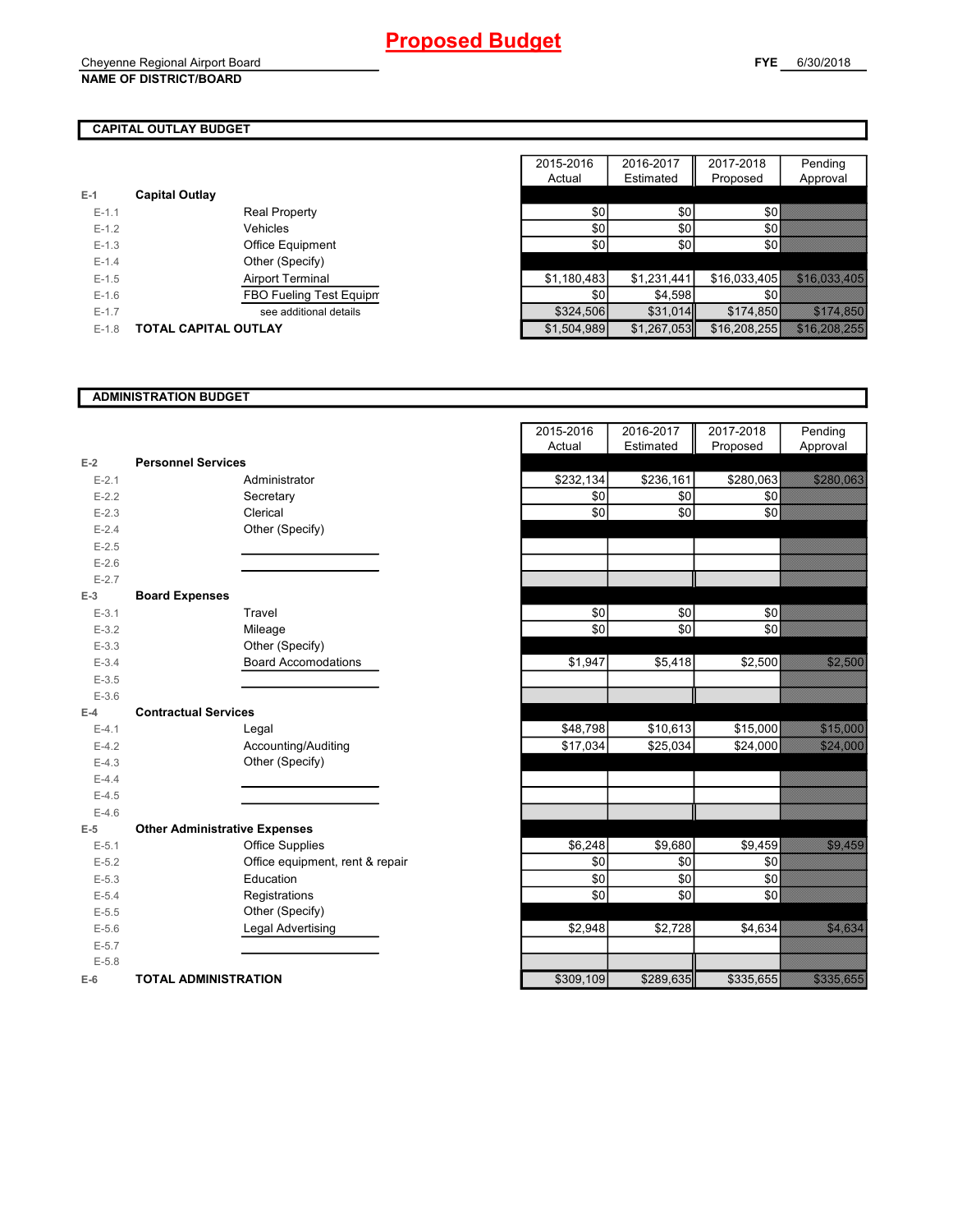# Proposed Budget

Cheyenne Regional Airport Board
**NAME OF DISTRICT/BOARD**

**FYE** 6/30/2018

## CAPITAL OUTLAY BUDGET

| | | | 2015-2016 Actual | 2016-2017 Estimated | 2017-2018 Proposed | Pending Approval |
|---|---|---|---|---|---|---|
| E-1 | **Capital Outlay** | | | | | |
| E-1.1 | | Real Property | $0 | $0 | $0 | |
| E-1.2 | | Vehicles | $0 | $0 | $0 | |
| E-1.3 | | Office Equipment | $0 | $0 | $0 | |
| E-1.4 | | Other (Specify) | | | | |
| E-1.5 | | Airport Terminal | $1,180,483 | $1,231,441 | $16,033,405 | $16,033,405 |
| E-1.6 | | FBO Fueling Test Equipm | $0 | $4,598 | $0 | |
| E-1.7 | | see additional details | $324,506 | $31,014 | $174,850 | $174,850 |
| E-1.8 | **TOTAL CAPITAL OUTLAY** | | $1,504,989 | $1,267,053 | $16,208,255 | $16,208,255 |

## ADMINISTRATION BUDGET

| | | | 2015-2016 Actual | 2016-2017 Estimated | 2017-2018 Proposed | Pending Approval |
|---|---|---|---|---|---|---|
| E-2 | **Personnel Services** | | | | | |
| E-2.1 | | Administrator | $232,134 | $236,161 | $280,063 | $280,063 |
| E-2.2 | | Secretary | $0 | $0 | $0 | |
| E-2.3 | | Clerical | $0 | $0 | $0 | |
| E-2.4 | | Other (Specify) | | | | |
| E-2.5 | | | | | | |
| E-2.6 | | | | | | |
| E-2.7 | | | | | | |
| E-3 | **Board Expenses** | | | | | |
| E-3.1 | | Travel | $0 | $0 | $0 | |
| E-3.2 | | Mileage | $0 | $0 | $0 | |
| E-3.3 | | Other (Specify) | | | | |
| E-3.4 | | Board Accomodations | $1,947 | $5,418 | $2,500 | $2,500 |
| E-3.5 | | | | | | |
| E-3.6 | | | | | | |
| E-4 | **Contractual Services** | | | | | |
| E-4.1 | | Legal | $48,798 | $10,613 | $15,000 | $15,000 |
| E-4.2 | | Accounting/Auditing | $17,034 | $25,034 | $24,000 | $24,000 |
| E-4.3 | | Other (Specify) | | | | |
| E-4.4 | | | | | | |
| E-4.5 | | | | | | |
| E-4.6 | | | | | | |
| E-5 | **Other Administrative Expenses** | | | | | |
| E-5.1 | | Office Supplies | $6,248 | $9,680 | $9,459 | $9,459 |
| E-5.2 | | Office equipment, rent & repair | $0 | $0 | $0 | |
| E-5.3 | | Education | $0 | $0 | $0 | |
| E-5.4 | | Registrations | $0 | $0 | $0 | |
| E-5.5 | | Other (Specify) | | | | |
| E-5.6 | | Legal Advertising | $2,948 | $2,728 | $4,634 | $4,634 |
| E-5.7 | | | | | | |
| E-5.8 | | | | | | |
| E-6 | **TOTAL ADMINISTRATION** | | $309,109 | $289,635 | $335,655 | $335,655 |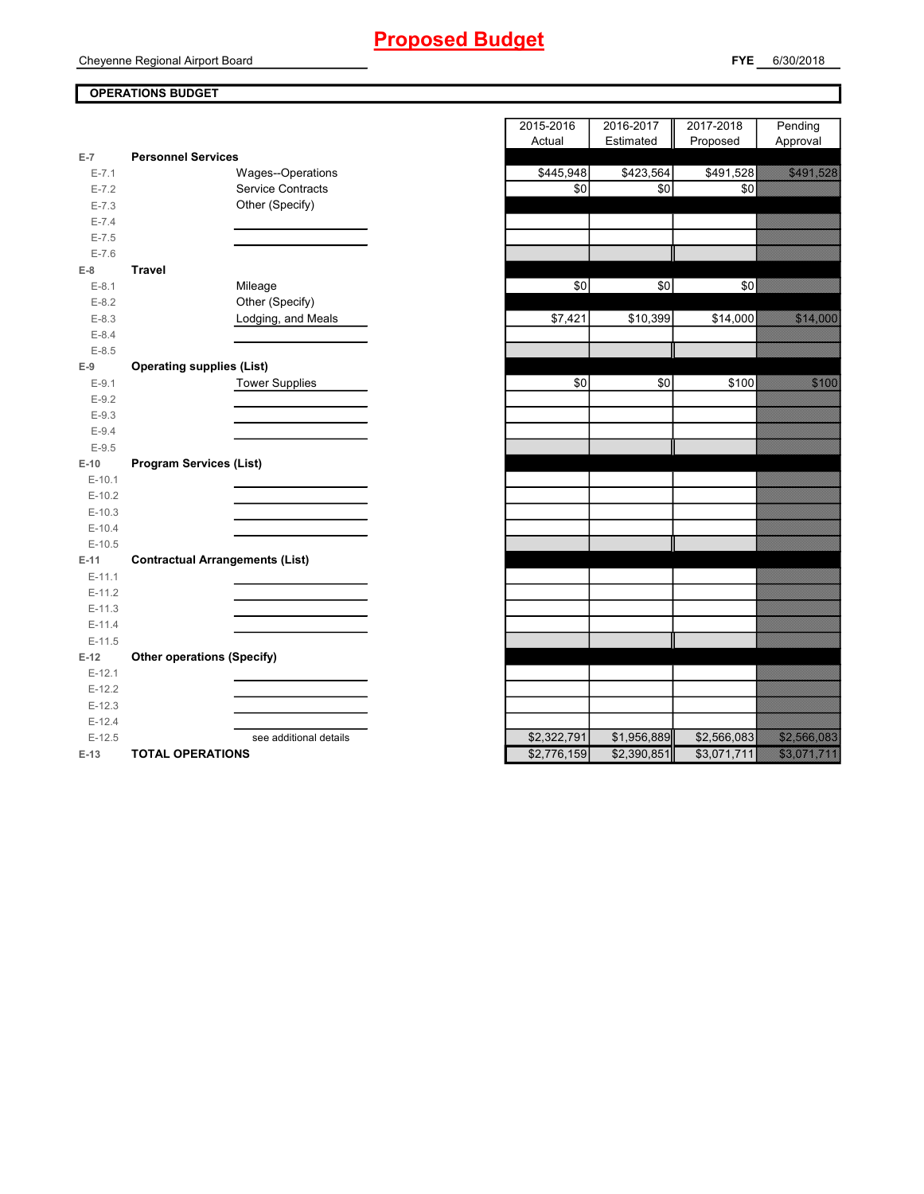# Proposed Budget

Cheyenne Regional Airport Board **FYE** 6/30/2018

**OPERATIONS BUDGET**

| | | | 2015-2016 Actual | 2016-2017 Estimated | 2017-2018 Proposed | Pending Approval |
|---|---|---|---|---|---|---|
| E-7 | **Personnel Services** | | | | | |
| E-7.1 | | Wages--Operations | $445,948 | $423,564 | $491,528 | $491,528 |
| E-7.2 | | Service Contracts | $0 | $0 | $0 | |
| E-7.3 | | Other (Specify) | | | | |
| E-7.4 | | | | | | |
| E-7.5 | | | | | | |
| E-7.6 | | | | | | |
| E-8 | **Travel** | | | | | |
| E-8.1 | | Mileage | $0 | $0 | $0 | |
| E-8.2 | | Other (Specify) | | | | |
| E-8.3 | | Lodging, and Meals | $7,421 | $10,399 | $14,000 | $14,000 |
| E-8.4 | | | | | | |
| E-8.5 | | | | | | |
| E-9 | **Operating supplies (List)** | | | | | |
| E-9.1 | | Tower Supplies | $0 | $0 | $100 | $100 |
| E-9.2 | | | | | | |
| E-9.3 | | | | | | |
| E-9.4 | | | | | | |
| E-9.5 | | | | | | |
| E-10 | **Program Services (List)** | | | | | |
| E-10.1 | | | | | | |
| E-10.2 | | | | | | |
| E-10.3 | | | | | | |
| E-10.4 | | | | | | |
| E-10.5 | | | | | | |
| E-11 | **Contractual Arrangements (List)** | | | | | |
| E-11.1 | | | | | | |
| E-11.2 | | | | | | |
| E-11.3 | | | | | | |
| E-11.4 | | | | | | |
| E-11.5 | | | | | | |
| E-12 | **Other operations (Specify)** | | | | | |
| E-12.1 | | | | | | |
| E-12.2 | | | | | | |
| E-12.3 | | | | | | |
| E-12.4 | | | | | | |
| E-12.5 | | see additional details | $2,322,791 | $1,956,889 | $2,566,083 | $2,566,083 |
| E-13 | **TOTAL OPERATIONS** | | $2,776,159 | $2,390,851 | $3,071,711 | $3,071,711 |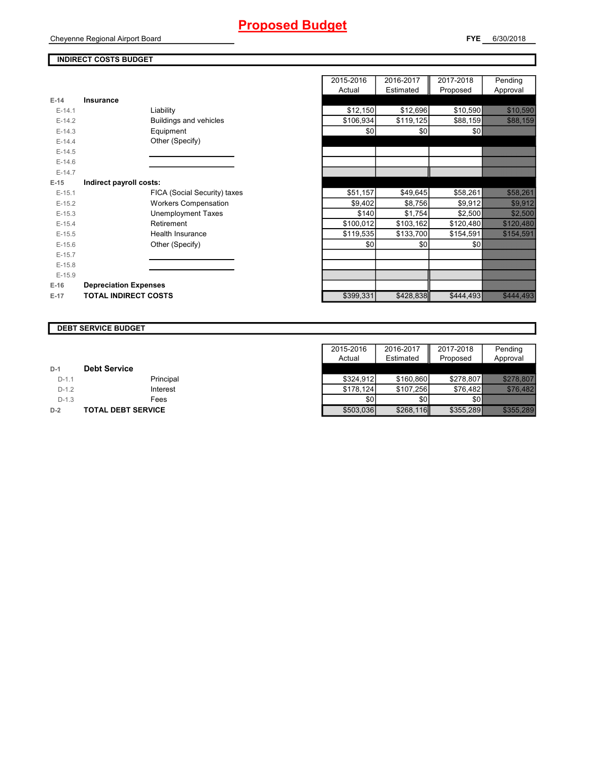# Proposed Budget

Cheyenne Regional Airport Board

**FYE** 6/30/2018

## INDIRECT COSTS BUDGET

| | | | 2015-2016 Actual | 2016-2017 Estimated | 2017-2018 Proposed | Pending Approval |
|---|---|---|---|---|---|---|
| **E-14** | **Insurance** | | | | | |
| E-14.1 | | Liability | $12,150 | $12,696 | $10,590 | $10,590 |
| E-14.2 | | Buildings and vehicles | $106,934 | $119,125 | $88,159 | $88,159 |
| E-14.3 | | Equipment | $0 | $0 | $0 | |
| E-14.4 | | Other (Specify) | | | | |
| E-14.5 | | | | | | |
| E-14.6 | | | | | | |
| E-14.7 | | | | | | |
| **E-15** | **Indirect payroll costs:** | | | | | |
| E-15.1 | | FICA (Social Security) taxes | $51,157 | $49,645 | $58,261 | $58,261 |
| E-15.2 | | Workers Compensation | $9,402 | $8,756 | $9,912 | $9,912 |
| E-15.3 | | Unemployment Taxes | $140 | $1,754 | $2,500 | $2,500 |
| E-15.4 | | Retirement | $100,012 | $103,162 | $120,480 | $120,480 |
| E-15.5 | | Health Insurance | $119,535 | $133,700 | $154,591 | $154,591 |
| E-15.6 | | Other (Specify) | $0 | $0 | $0 | |
| E-15.7 | | | | | | |
| E-15.8 | | | | | | |
| E-15.9 | | | | | | |
| **E-16** | **Depreciation Expenses** | | | | | |
| **E-17** | **TOTAL INDIRECT COSTS** | | $399,331 | $428,838 | $444,493 | $444,493 |

## DEBT SERVICE BUDGET

| | | | 2015-2016 Actual | 2016-2017 Estimated | 2017-2018 Proposed | Pending Approval |
|---|---|---|---|---|---|---|
| **D-1** | **Debt Service** | | | | | |
| D-1.1 | | Principal | $324,912 | $160,860 | $278,807 | $278,807 |
| D-1.2 | | Interest | $178,124 | $107,256 | $76,482 | $76,482 |
| D-1.3 | | Fees | $0 | $0 | $0 | |
| **D-2** | **TOTAL DEBT SERVICE** | | $503,036 | $268,116 | $355,289 | $355,289 |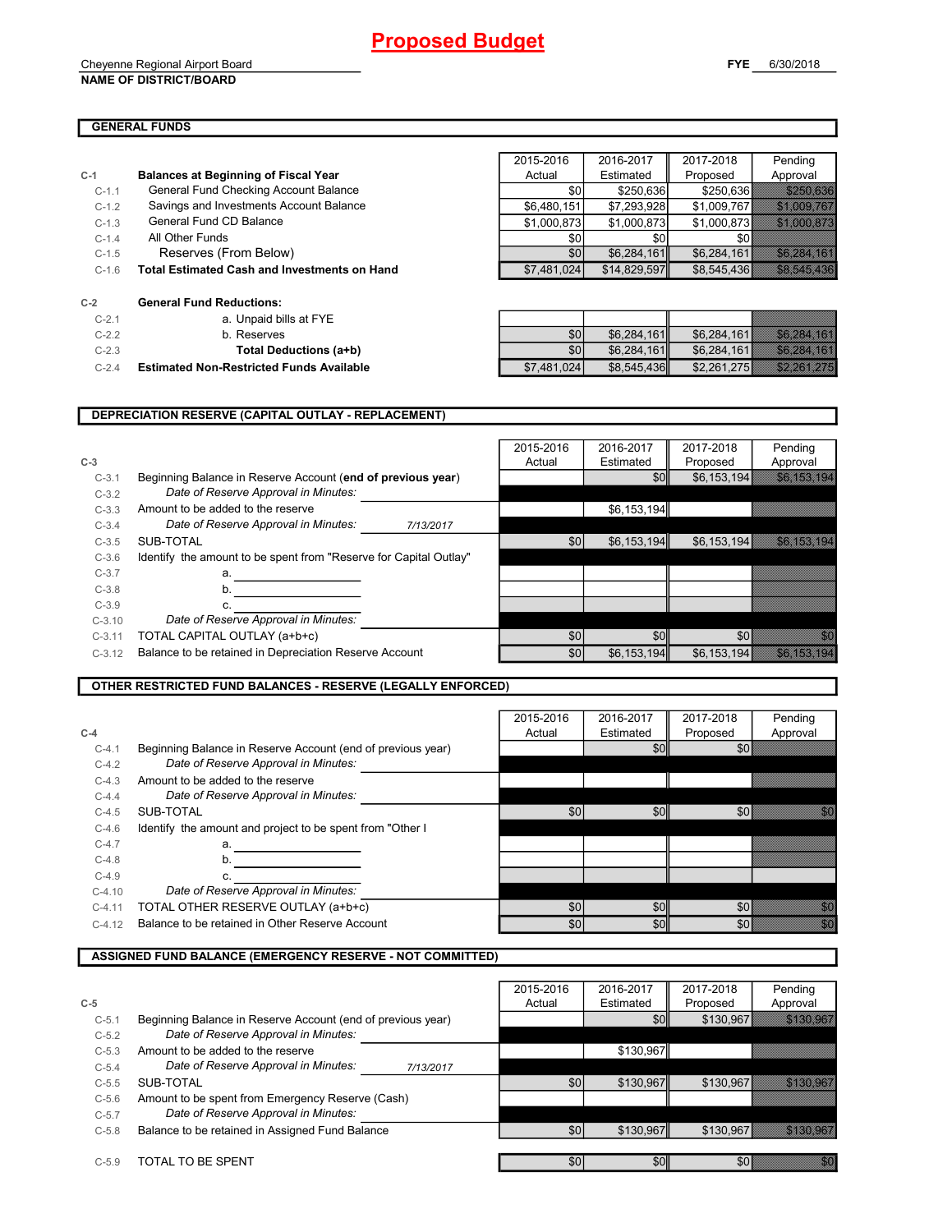# Proposed Budget

Cheyenne Regional Airport Board
**NAME OF DISTRICT/BOARD**

**FYE** 6/30/2018

## GENERAL FUNDS

| | | 2015-2016 Actual | 2016-2017 Estimated | 2017-2018 Proposed | Pending Approval |
|---|---|---|---|---|---|
| C-1 | **Balances at Beginning of Fiscal Year** | | | | |
| C-1.1 | General Fund Checking Account Balance | $0 | $250,636 | $250,636 | $250,636 |
| C-1.2 | Savings and Investments Account Balance | $6,480,151 | $7,293,928 | $1,009,767 | $1,009,767 |
| C-1.3 | General Fund CD Balance | $1,000,873 | $1,000,873 | $1,000,873 | $1,000,873 |
| C-1.4 | All Other Funds | $0 | $0 | $0 | |
| C-1.5 | Reserves (From Below) | $0 | $6,284,161 | $6,284,161 | $6,284,161 |
| C-1.6 | **Total Estimated Cash and Investments on Hand** | $7,481,024 | $14,829,597 | $8,545,436 | $8,545,436 |

| | | 2015-2016 Actual | 2016-2017 Estimated | 2017-2018 Proposed | Pending Approval |
|---|---|---|---|---|---|
| C-2 | **General Fund Reductions:** | | | | |
| C-2.1 | a. Unpaid bills at FYE | | | | |
| C-2.2 | b. Reserves | $0 | $6,284,161 | $6,284,161 | $6,284,161 |
| C-2.3 | **Total Deductions (a+b)** | $0 | $6,284,161 | $6,284,161 | $6,284,161 |
| C-2.4 | **Estimated Non-Restricted Funds Available** | $7,481,024 | $8,545,436 | $2,261,275 | $2,261,275 |

## DEPRECIATION RESERVE (CAPITAL OUTLAY - REPLACEMENT)

| C-3 | | 2015-2016 Actual | 2016-2017 Estimated | 2017-2018 Proposed | Pending Approval |
|---|---|---|---|---|---|
| C-3.1 | Beginning Balance in Reserve Account (**end of previous year**) | | $0 | $6,153,194 | $6,153,194 |
| C-3.2 | *Date of Reserve Approval in Minutes:* | | | | |
| C-3.3 | Amount to be added to the reserve | | $6,153,194 | | |
| C-3.4 | *Date of Reserve Approval in Minutes:* *7/13/2017* | | | | |
| C-3.5 | SUB-TOTAL | $0 | $6,153,194 | $6,153,194 | $6,153,194 |
| C-3.6 | Identify the amount to be spent from "Reserve for Capital Outlay" | | | | |
| C-3.7 | a. | | | | |
| C-3.8 | b. | | | | |
| C-3.9 | c. | | | | |
| C-3.10 | *Date of Reserve Approval in Minutes:* | | | | |
| C-3.11 | TOTAL CAPITAL OUTLAY (a+b+c) | $0 | $0 | $0 | $0 |
| C-3.12 | Balance to be retained in Depreciation Reserve Account | $0 | $6,153,194 | $6,153,194 | $6,153,194 |

## OTHER RESTRICTED FUND BALANCES - RESERVE (LEGALLY ENFORCED)

| C-4 | | 2015-2016 Actual | 2016-2017 Estimated | 2017-2018 Proposed | Pending Approval |
|---|---|---|---|---|---|
| C-4.1 | Beginning Balance in Reserve Account (end of previous year) | | $0 | $0 | |
| C-4.2 | *Date of Reserve Approval in Minutes:* | | | | |
| C-4.3 | Amount to be added to the reserve | | | | |
| C-4.4 | *Date of Reserve Approval in Minutes:* | | | | |
| C-4.5 | SUB-TOTAL | $0 | $0 | $0 | $0 |
| C-4.6 | Identify the amount and project to be spent from "Other I | | | | |
| C-4.7 | a. | | | | |
| C-4.8 | b. | | | | |
| C-4.9 | c. | | | | |
| C-4.10 | *Date of Reserve Approval in Minutes:* | | | | |
| C-4.11 | TOTAL OTHER RESERVE OUTLAY (a+b+c) | $0 | $0 | $0 | $0 |
| C-4.12 | Balance to be retained in Other Reserve Account | $0 | $0 | $0 | $0 |

## ASSIGNED FUND BALANCE (EMERGENCY RESERVE - NOT COMMITTED)

| C-5 | | 2015-2016 Actual | 2016-2017 Estimated | 2017-2018 Proposed | Pending Approval |
|---|---|---|---|---|---|
| C-5.1 | Beginning Balance in Reserve Account (end of previous year) | | $0 | $130,967 | $130,967 |
| C-5.2 | *Date of Reserve Approval in Minutes:* | | | | |
| C-5.3 | Amount to be added to the reserve | | $130,967 | | |
| C-5.4 | *Date of Reserve Approval in Minutes:* *7/13/2017* | | | | |
| C-5.5 | SUB-TOTAL | $0 | $130,967 | $130,967 | $130,967 |
| C-5.6 | Amount to be spent from Emergency Reserve (Cash) | | | | |
| C-5.7 | *Date of Reserve Approval in Minutes:* | | | | |
| C-5.8 | Balance to be retained in Assigned Fund Balance | $0 | $130,967 | $130,967 | $130,967 |
| C-5.9 | TOTAL TO BE SPENT | $0 | $0 | $0 | $0 |